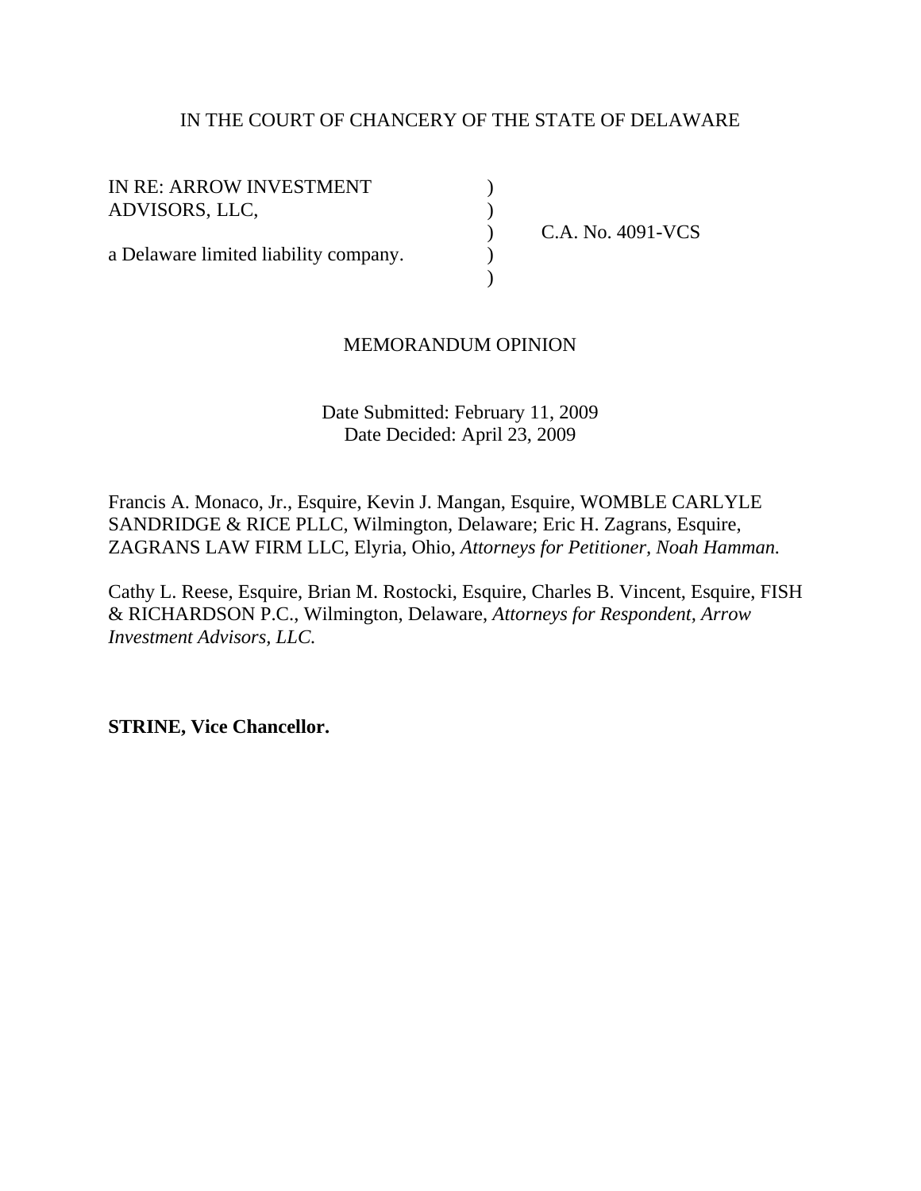IN THE COURT OF CHANCERY OF THE STATE OF DELAWARE

| | | |
|---|---|---|
| IN RE: ARROW INVESTMENT ADVISORS, LLC, | ) | |
| | ) | C.A. No. 4091-VCS |
| a Delaware limited liability company. | ) | |
| | ) | |

MEMORANDUM OPINION

Date Submitted: February 11, 2009
Date Decided: April 23, 2009

Francis A. Monaco, Jr., Esquire, Kevin J. Mangan, Esquire, WOMBLE CARLYLE SANDRIDGE & RICE PLLC, Wilmington, Delaware; Eric H. Zagrans, Esquire, ZAGRANS LAW FIRM LLC, Elyria, Ohio, *Attorneys for Petitioner, Noah Hamman.*

Cathy L. Reese, Esquire, Brian M. Rostocki, Esquire, Charles B. Vincent, Esquire, FISH & RICHARDSON P.C., Wilmington, Delaware, *Attorneys for Respondent, Arrow Investment Advisors, LLC.*

**STRINE, Vice Chancellor.**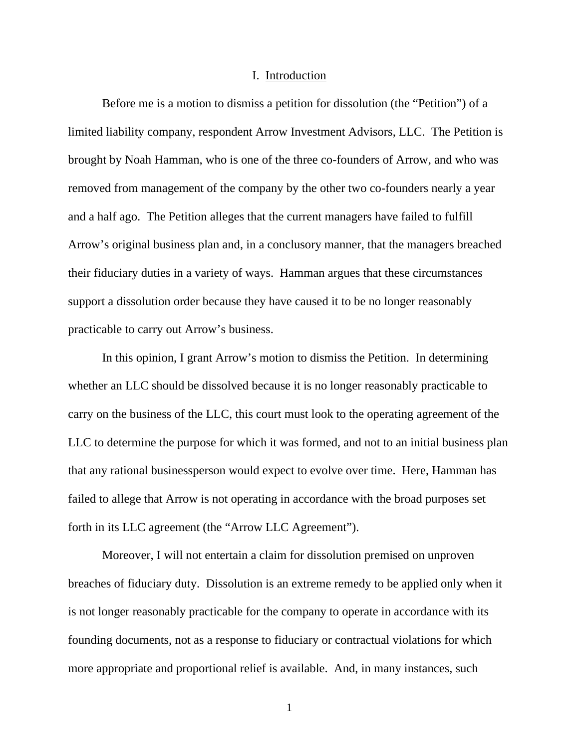# I. Introduction

Before me is a motion to dismiss a petition for dissolution (the "Petition") of a limited liability company, respondent Arrow Investment Advisors, LLC. The Petition is brought by Noah Hamman, who is one of the three co-founders of Arrow, and who was removed from management of the company by the other two co-founders nearly a year and a half ago. The Petition alleges that the current managers have failed to fulfill Arrow's original business plan and, in a conclusory manner, that the managers breached their fiduciary duties in a variety of ways. Hamman argues that these circumstances support a dissolution order because they have caused it to be no longer reasonably practicable to carry out Arrow's business.

In this opinion, I grant Arrow's motion to dismiss the Petition. In determining whether an LLC should be dissolved because it is no longer reasonably practicable to carry on the business of the LLC, this court must look to the operating agreement of the LLC to determine the purpose for which it was formed, and not to an initial business plan that any rational businessperson would expect to evolve over time. Here, Hamman has failed to allege that Arrow is not operating in accordance with the broad purposes set forth in its LLC agreement (the "Arrow LLC Agreement").

Moreover, I will not entertain a claim for dissolution premised on unproven breaches of fiduciary duty. Dissolution is an extreme remedy to be applied only when it is not longer reasonably practicable for the company to operate in accordance with its founding documents, not as a response to fiduciary or contractual violations for which more appropriate and proportional relief is available. And, in many instances, such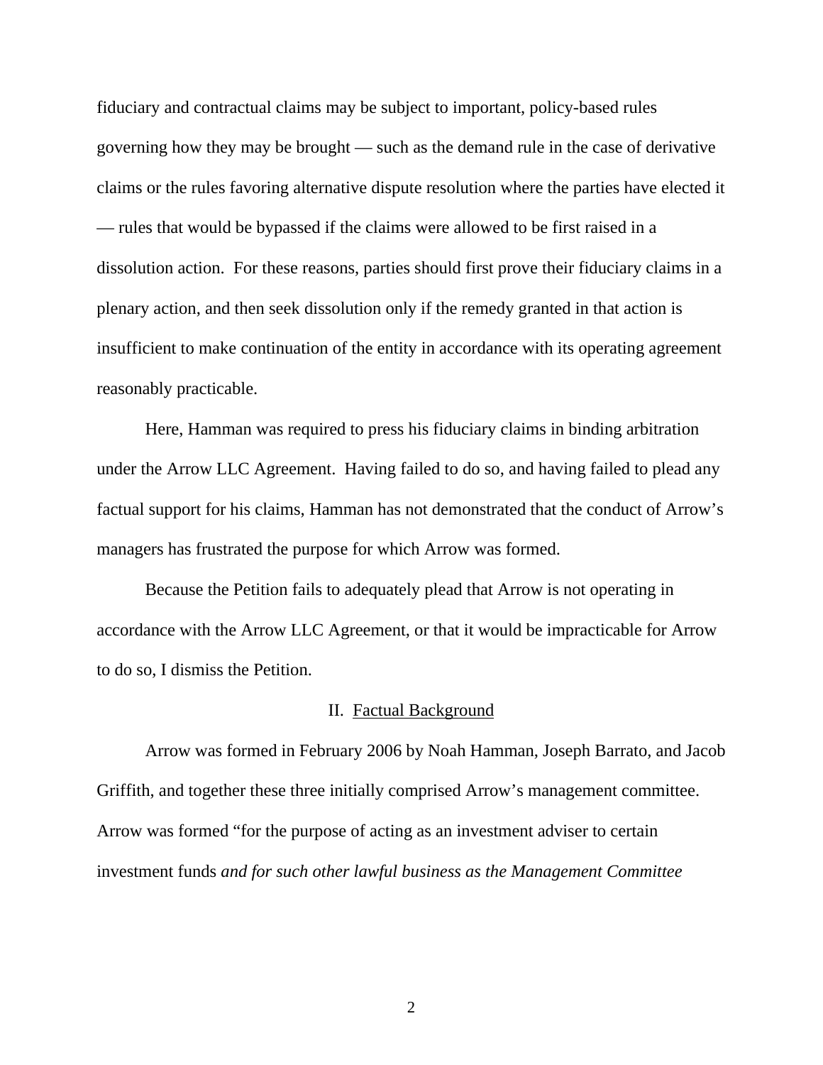fiduciary and contractual claims may be subject to important, policy-based rules governing how they may be brought — such as the demand rule in the case of derivative claims or the rules favoring alternative dispute resolution where the parties have elected it — rules that would be bypassed if the claims were allowed to be first raised in a dissolution action. For these reasons, parties should first prove their fiduciary claims in a plenary action, and then seek dissolution only if the remedy granted in that action is insufficient to make continuation of the entity in accordance with its operating agreement reasonably practicable.

Here, Hamman was required to press his fiduciary claims in binding arbitration under the Arrow LLC Agreement. Having failed to do so, and having failed to plead any factual support for his claims, Hamman has not demonstrated that the conduct of Arrow's managers has frustrated the purpose for which Arrow was formed.

Because the Petition fails to adequately plead that Arrow is not operating in accordance with the Arrow LLC Agreement, or that it would be impracticable for Arrow to do so, I dismiss the Petition.

## II. Factual Background

Arrow was formed in February 2006 by Noah Hamman, Joseph Barrato, and Jacob Griffith, and together these three initially comprised Arrow's management committee. Arrow was formed "for the purpose of acting as an investment adviser to certain investment funds *and for such other lawful business as the Management Committee*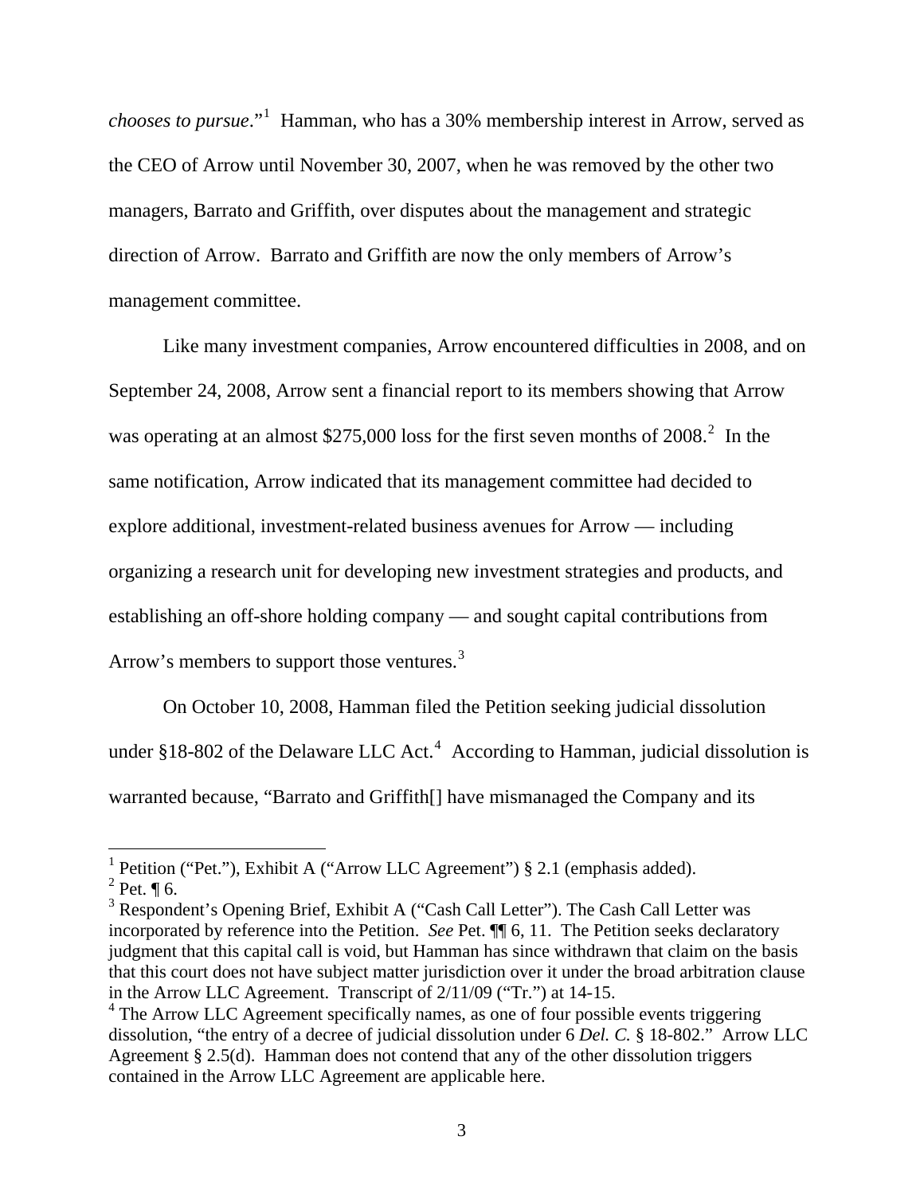*chooses to pursue*."[1] Hamman, who has a 30% membership interest in Arrow, served as the CEO of Arrow until November 30, 2007, when he was removed by the other two managers, Barrato and Griffith, over disputes about the management and strategic direction of Arrow. Barrato and Griffith are now the only members of Arrow's management committee.

Like many investment companies, Arrow encountered difficulties in 2008, and on September 24, 2008, Arrow sent a financial report to its members showing that Arrow was operating at an almost $275,000 loss for the first seven months of 2008.[2] In the same notification, Arrow indicated that its management committee had decided to explore additional, investment-related business avenues for Arrow — including organizing a research unit for developing new investment strategies and products, and establishing an off-shore holding company — and sought capital contributions from Arrow's members to support those ventures.[3]

On October 10, 2008, Hamman filed the Petition seeking judicial dissolution under §18-802 of the Delaware LLC Act.[4] According to Hamman, judicial dissolution is warranted because, "Barrato and Griffith[] have mismanaged the Company and its

---

[1] Petition ("Pet."), Exhibit A ("Arrow LLC Agreement") § 2.1 (emphasis added).

[2] Pet. ¶ 6.

[3] Respondent's Opening Brief, Exhibit A ("Cash Call Letter"). The Cash Call Letter was incorporated by reference into the Petition. *See* Pet. ¶¶ 6, 11. The Petition seeks declaratory judgment that this capital call is void, but Hamman has since withdrawn that claim on the basis that this court does not have subject matter jurisdiction over it under the broad arbitration clause in the Arrow LLC Agreement. Transcript of 2/11/09 ("Tr.") at 14-15.

[4] The Arrow LLC Agreement specifically names, as one of four possible events triggering dissolution, "the entry of a decree of judicial dissolution under 6 *Del. C.* § 18-802." Arrow LLC Agreement § 2.5(d). Hamman does not contend that any of the other dissolution triggers contained in the Arrow LLC Agreement are applicable here.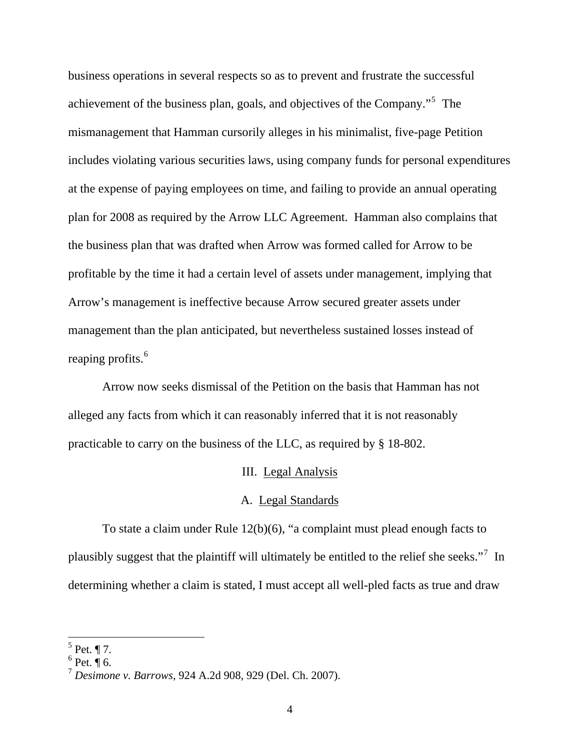business operations in several respects so as to prevent and frustrate the successful achievement of the business plan, goals, and objectives of the Company."[5] The mismanagement that Hamman cursorily alleges in his minimalist, five-page Petition includes violating various securities laws, using company funds for personal expenditures at the expense of paying employees on time, and failing to provide an annual operating plan for 2008 as required by the Arrow LLC Agreement. Hamman also complains that the business plan that was drafted when Arrow was formed called for Arrow to be profitable by the time it had a certain level of assets under management, implying that Arrow's management is ineffective because Arrow secured greater assets under management than the plan anticipated, but nevertheless sustained losses instead of reaping profits.[6]

Arrow now seeks dismissal of the Petition on the basis that Hamman has not alleged any facts from which it can reasonably inferred that it is not reasonably practicable to carry on the business of the LLC, as required by § 18-802.

## III. Legal Analysis

### A. Legal Standards

To state a claim under Rule 12(b)(6), "a complaint must plead enough facts to plausibly suggest that the plaintiff will ultimately be entitled to the relief she seeks."[7] In determining whether a claim is stated, I must accept all well-pled facts as true and draw

---

[5] Pet. ¶ 7.
[6] Pet. ¶ 6.
[7] *Desimone v. Barrows*, 924 A.2d 908, 929 (Del. Ch. 2007).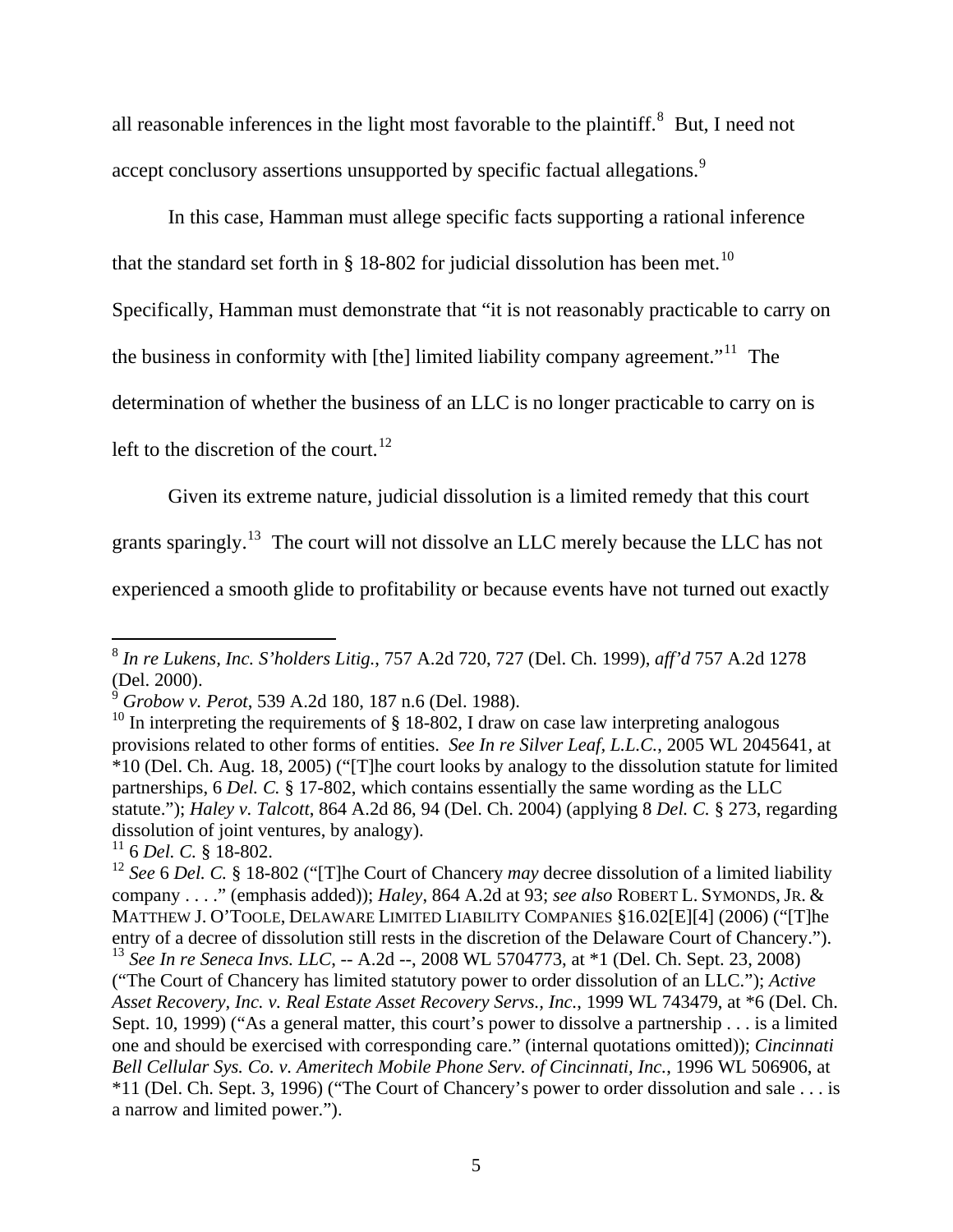all reasonable inferences in the light most favorable to the plaintiff.[8] But, I need not accept conclusory assertions unsupported by specific factual allegations.[9]

In this case, Hamman must allege specific facts supporting a rational inference that the standard set forth in § 18-802 for judicial dissolution has been met.[10] Specifically, Hamman must demonstrate that "it is not reasonably practicable to carry on the business in conformity with [the] limited liability company agreement."[11] The determination of whether the business of an LLC is no longer practicable to carry on is left to the discretion of the court.[12]

Given its extreme nature, judicial dissolution is a limited remedy that this court grants sparingly.[13] The court will not dissolve an LLC merely because the LLC has not experienced a smooth glide to profitability or because events have not turned out exactly

---

[8] *In re Lukens, Inc. S'holders Litig.*, 757 A.2d 720, 727 (Del. Ch. 1999), *aff'd* 757 A.2d 1278 (Del. 2000).

[9] *Grobow v. Perot*, 539 A.2d 180, 187 n.6 (Del. 1988).

[10] In interpreting the requirements of § 18-802, I draw on case law interpreting analogous provisions related to other forms of entities. *See In re Silver Leaf, L.L.C.*, 2005 WL 2045641, at *10 (Del. Ch. Aug. 18, 2005) ("[T]he court looks by analogy to the dissolution statute for limited partnerships, 6 *Del. C.* § 17-802, which contains essentially the same wording as the LLC statute."); *Haley v. Talcott*, 864 A.2d 86, 94 (Del. Ch. 2004) (applying 8 *Del. C.* § 273, regarding dissolution of joint ventures, by analogy).

[11] 6 *Del. C.* § 18-802.

[12] *See* 6 *Del. C.* § 18-802 ("[T]he Court of Chancery *may* decree dissolution of a limited liability company . . . ." (emphasis added)); *Haley*, 864 A.2d at 93; *see also* ROBERT L. SYMONDS, JR. & MATTHEW J. O'TOOLE, DELAWARE LIMITED LIABILITY COMPANIES §16.02[E][4] (2006) ("[T]he entry of a decree of dissolution still rests in the discretion of the Delaware Court of Chancery.").

[13] *See In re Seneca Invs. LLC*, -- A.2d --, 2008 WL 5704773, at *1 (Del. Ch. Sept. 23, 2008) ("The Court of Chancery has limited statutory power to order dissolution of an LLC."); *Active Asset Recovery, Inc. v. Real Estate Asset Recovery Servs., Inc.*, 1999 WL 743479, at *6 (Del. Ch. Sept. 10, 1999) ("As a general matter, this court's power to dissolve a partnership . . . is a limited one and should be exercised with corresponding care." (internal quotations omitted)); *Cincinnati Bell Cellular Sys. Co. v. Ameritech Mobile Phone Serv. of Cincinnati, Inc.*, 1996 WL 506906, at *11 (Del. Ch. Sept. 3, 1996) ("The Court of Chancery's power to order dissolution and sale . . . is a narrow and limited power.").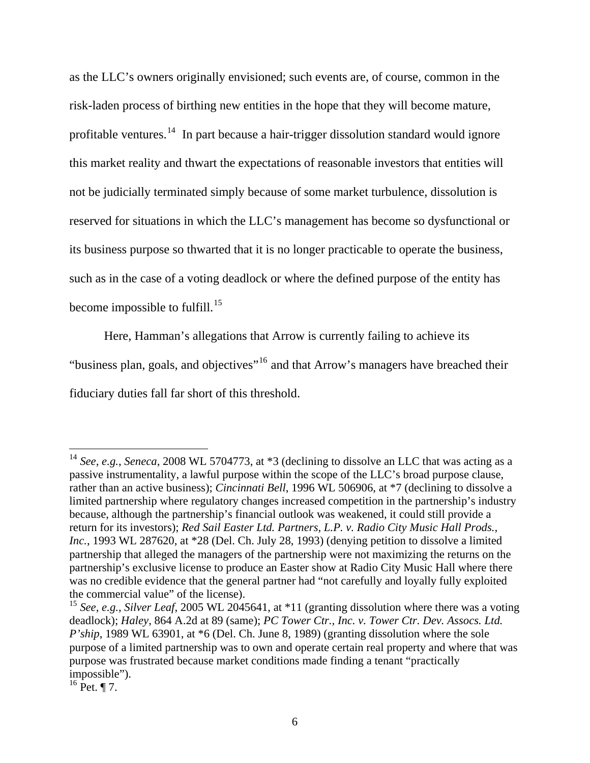as the LLC's owners originally envisioned; such events are, of course, common in the risk-laden process of birthing new entities in the hope that they will become mature, profitable ventures.[14] In part because a hair-trigger dissolution standard would ignore this market reality and thwart the expectations of reasonable investors that entities will not be judicially terminated simply because of some market turbulence, dissolution is reserved for situations in which the LLC's management has become so dysfunctional or its business purpose so thwarted that it is no longer practicable to operate the business, such as in the case of a voting deadlock or where the defined purpose of the entity has become impossible to fulfill.[15]

Here, Hamman's allegations that Arrow is currently failing to achieve its "business plan, goals, and objectives"[16] and that Arrow's managers have breached their fiduciary duties fall far short of this threshold.

---

[14] *See, e.g.*, *Seneca*, 2008 WL 5704773, at *3 (declining to dissolve an LLC that was acting as a passive instrumentality, a lawful purpose within the scope of the LLC's broad purpose clause, rather than an active business); *Cincinnati Bell*, 1996 WL 506906, at *7 (declining to dissolve a limited partnership where regulatory changes increased competition in the partnership's industry because, although the partnership's financial outlook was weakened, it could still provide a return for its investors); *Red Sail Easter Ltd. Partners, L.P. v. Radio City Music Hall Prods., Inc.*, 1993 WL 287620, at *28 (Del. Ch. July 28, 1993) (denying petition to dissolve a limited partnership that alleged the managers of the partnership were not maximizing the returns on the partnership's exclusive license to produce an Easter show at Radio City Music Hall where there was no credible evidence that the general partner had "not carefully and loyally fully exploited the commercial value" of the license).

[15] *See, e.g.*, *Silver Leaf*, 2005 WL 2045641, at *11 (granting dissolution where there was a voting deadlock); *Haley*, 864 A.2d at 89 (same); *PC Tower Ctr., Inc. v. Tower Ctr. Dev. Assocs. Ltd. P'ship*, 1989 WL 63901, at *6 (Del. Ch. June 8, 1989) (granting dissolution where the sole purpose of a limited partnership was to own and operate certain real property and where that was purpose was frustrated because market conditions made finding a tenant "practically impossible").

[16] Pet. ¶ 7.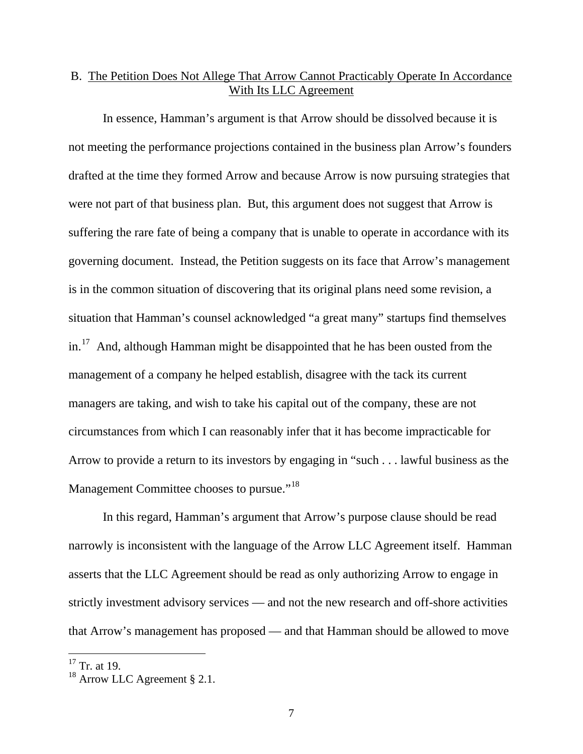### B. The Petition Does Not Allege That Arrow Cannot Practicably Operate In Accordance With Its LLC Agreement

In essence, Hamman's argument is that Arrow should be dissolved because it is not meeting the performance projections contained in the business plan Arrow's founders drafted at the time they formed Arrow and because Arrow is now pursuing strategies that were not part of that business plan. But, this argument does not suggest that Arrow is suffering the rare fate of being a company that is unable to operate in accordance with its governing document. Instead, the Petition suggests on its face that Arrow's management is in the common situation of discovering that its original plans need some revision, a situation that Hamman's counsel acknowledged "a great many" startups find themselves in.[17] And, although Hamman might be disappointed that he has been ousted from the management of a company he helped establish, disagree with the tack its current managers are taking, and wish to take his capital out of the company, these are not circumstances from which I can reasonably infer that it has become impracticable for Arrow to provide a return to its investors by engaging in "such . . . lawful business as the Management Committee chooses to pursue."[18]

In this regard, Hamman's argument that Arrow's purpose clause should be read narrowly is inconsistent with the language of the Arrow LLC Agreement itself. Hamman asserts that the LLC Agreement should be read as only authorizing Arrow to engage in strictly investment advisory services — and not the new research and off-shore activities that Arrow's management has proposed — and that Hamman should be allowed to move

---

[17] Tr. at 19.

[18] Arrow LLC Agreement § 2.1.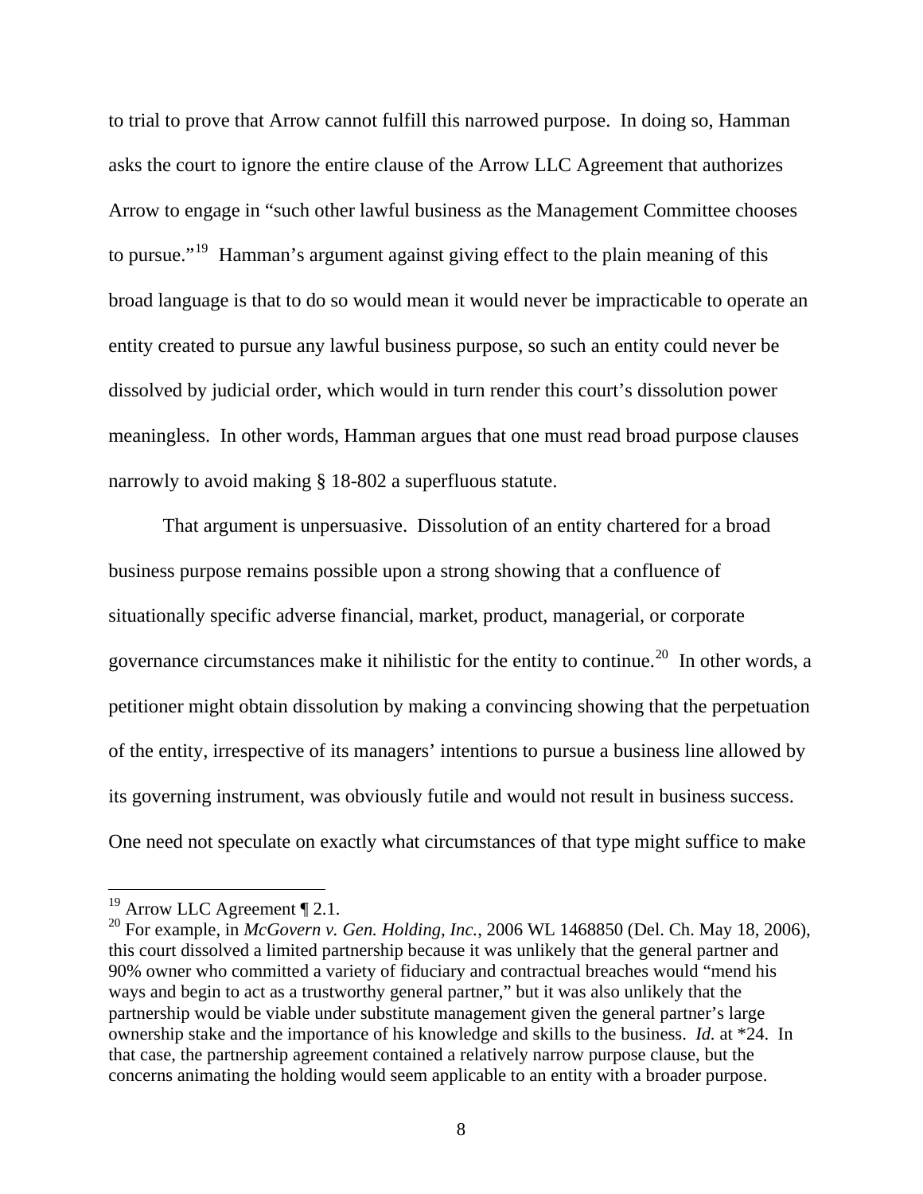to trial to prove that Arrow cannot fulfill this narrowed purpose. In doing so, Hamman asks the court to ignore the entire clause of the Arrow LLC Agreement that authorizes Arrow to engage in "such other lawful business as the Management Committee chooses to pursue."[19] Hamman's argument against giving effect to the plain meaning of this broad language is that to do so would mean it would never be impracticable to operate an entity created to pursue any lawful business purpose, so such an entity could never be dissolved by judicial order, which would in turn render this court's dissolution power meaningless. In other words, Hamman argues that one must read broad purpose clauses narrowly to avoid making § 18-802 a superfluous statute.

That argument is unpersuasive. Dissolution of an entity chartered for a broad business purpose remains possible upon a strong showing that a confluence of situationally specific adverse financial, market, product, managerial, or corporate governance circumstances make it nihilistic for the entity to continue.[20] In other words, a petitioner might obtain dissolution by making a convincing showing that the perpetuation of the entity, irrespective of its managers' intentions to pursue a business line allowed by its governing instrument, was obviously futile and would not result in business success. One need not speculate on exactly what circumstances of that type might suffice to make

---

[19] Arrow LLC Agreement ¶ 2.1.

[20] For example, in *McGovern v. Gen. Holding, Inc.*, 2006 WL 1468850 (Del. Ch. May 18, 2006), this court dissolved a limited partnership because it was unlikely that the general partner and 90% owner who committed a variety of fiduciary and contractual breaches would "mend his ways and begin to act as a trustworthy general partner," but it was also unlikely that the partnership would be viable under substitute management given the general partner's large ownership stake and the importance of his knowledge and skills to the business. *Id.* at *24. In that case, the partnership agreement contained a relatively narrow purpose clause, but the concerns animating the holding would seem applicable to an entity with a broader purpose.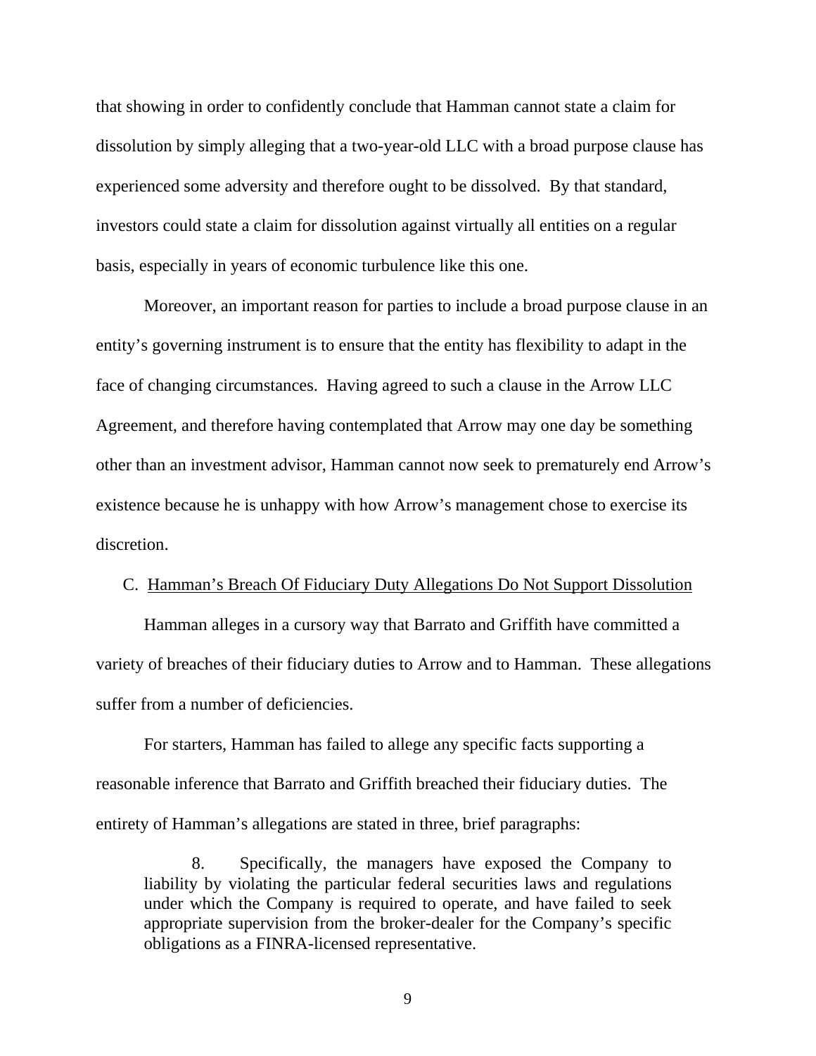that showing in order to confidently conclude that Hamman cannot state a claim for dissolution by simply alleging that a two-year-old LLC with a broad purpose clause has experienced some adversity and therefore ought to be dissolved. By that standard, investors could state a claim for dissolution against virtually all entities on a regular basis, especially in years of economic turbulence like this one.

Moreover, an important reason for parties to include a broad purpose clause in an entity's governing instrument is to ensure that the entity has flexibility to adapt in the face of changing circumstances. Having agreed to such a clause in the Arrow LLC Agreement, and therefore having contemplated that Arrow may one day be something other than an investment advisor, Hamman cannot now seek to prematurely end Arrow's existence because he is unhappy with how Arrow's management chose to exercise its discretion.

### C. Hamman's Breach Of Fiduciary Duty Allegations Do Not Support Dissolution

Hamman alleges in a cursory way that Barrato and Griffith have committed a variety of breaches of their fiduciary duties to Arrow and to Hamman. These allegations suffer from a number of deficiencies.

For starters, Hamman has failed to allege any specific facts supporting a reasonable inference that Barrato and Griffith breached their fiduciary duties. The entirety of Hamman's allegations are stated in three, brief paragraphs:

> 8. Specifically, the managers have exposed the Company to liability by violating the particular federal securities laws and regulations under which the Company is required to operate, and have failed to seek appropriate supervision from the broker-dealer for the Company's specific obligations as a FINRA-licensed representative.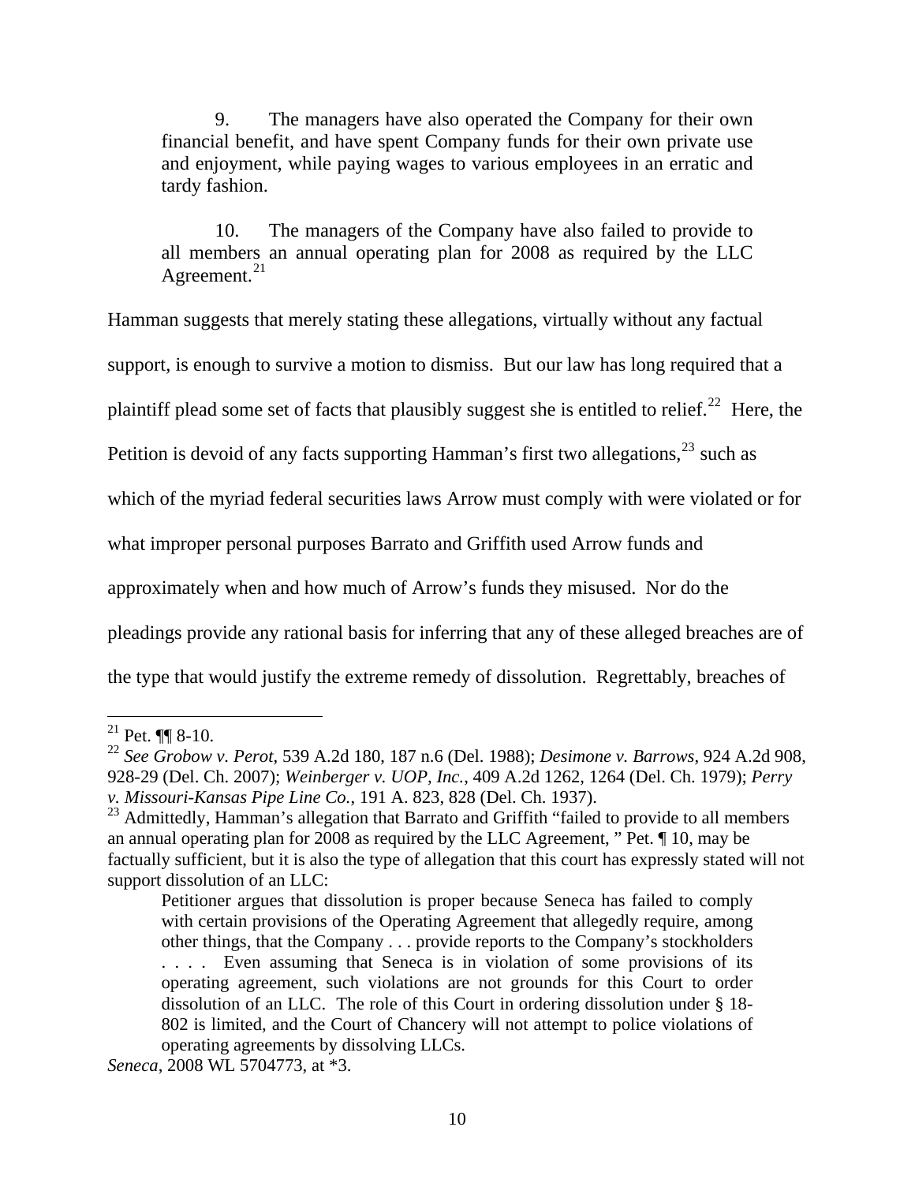> 9. The managers have also operated the Company for their own financial benefit, and have spent Company funds for their own private use and enjoyment, while paying wages to various employees in an erratic and tardy fashion.
>
> 10. The managers of the Company have also failed to provide to all members an annual operating plan for 2008 as required by the LLC Agreement.[21]

Hamman suggests that merely stating these allegations, virtually without any factual support, is enough to survive a motion to dismiss. But our law has long required that a plaintiff plead some set of facts that plausibly suggest she is entitled to relief.[22] Here, the Petition is devoid of any facts supporting Hamman's first two allegations,[23] such as which of the myriad federal securities laws Arrow must comply with were violated or for what improper personal purposes Barrato and Griffith used Arrow funds and approximately when and how much of Arrow's funds they misused. Nor do the pleadings provide any rational basis for inferring that any of these alleged breaches are of the type that would justify the extreme remedy of dissolution. Regrettably, breaches of

---

[21] Pet. ¶¶ 8-10.

[22] *See Grobow v. Perot*, 539 A.2d 180, 187 n.6 (Del. 1988); *Desimone v. Barrows*, 924 A.2d 908, 928-29 (Del. Ch. 2007); *Weinberger v. UOP, Inc.*, 409 A.2d 1262, 1264 (Del. Ch. 1979); *Perry v. Missouri-Kansas Pipe Line Co.*, 191 A. 823, 828 (Del. Ch. 1937).

[23] Admittedly, Hamman's allegation that Barrato and Griffith "failed to provide to all members an annual operating plan for 2008 as required by the LLC Agreement, " Pet. ¶ 10, may be factually sufficient, but it is also the type of allegation that this court has expressly stated will not support dissolution of an LLC:

> Petitioner argues that dissolution is proper because Seneca has failed to comply with certain provisions of the Operating Agreement that allegedly require, among other things, that the Company . . . provide reports to the Company's stockholders . . . . Even assuming that Seneca is in violation of some provisions of its operating agreement, such violations are not grounds for this Court to order dissolution of an LLC. The role of this Court in ordering dissolution under § 18-802 is limited, and the Court of Chancery will not attempt to police violations of operating agreements by dissolving LLCs.

*Seneca*, 2008 WL 5704773, at *3.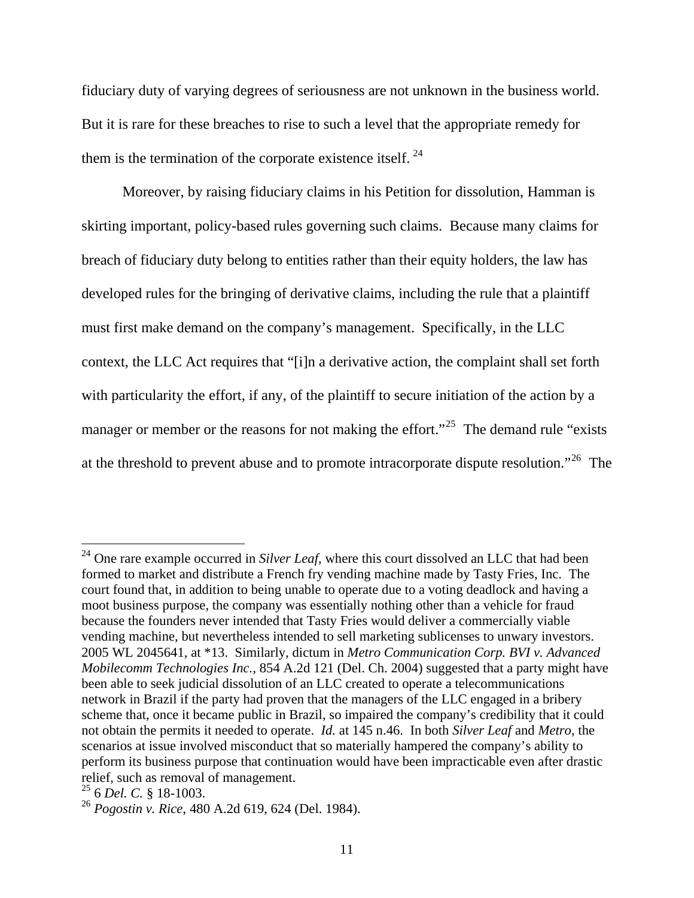fiduciary duty of varying degrees of seriousness are not unknown in the business world. But it is rare for these breaches to rise to such a level that the appropriate remedy for them is the termination of the corporate existence itself.[24]

Moreover, by raising fiduciary claims in his Petition for dissolution, Hamman is skirting important, policy-based rules governing such claims. Because many claims for breach of fiduciary duty belong to entities rather than their equity holders, the law has developed rules for the bringing of derivative claims, including the rule that a plaintiff must first make demand on the company's management. Specifically, in the LLC context, the LLC Act requires that "[i]n a derivative action, the complaint shall set forth with particularity the effort, if any, of the plaintiff to secure initiation of the action by a manager or member or the reasons for not making the effort."[25] The demand rule "exists at the threshold to prevent abuse and to promote intracorporate dispute resolution."[26] The

---

[24] One rare example occurred in *Silver Leaf*, where this court dissolved an LLC that had been formed to market and distribute a French fry vending machine made by Tasty Fries, Inc. The court found that, in addition to being unable to operate due to a voting deadlock and having a moot business purpose, the company was essentially nothing other than a vehicle for fraud because the founders never intended that Tasty Fries would deliver a commercially viable vending machine, but nevertheless intended to sell marketing sublicenses to unwary investors. 2005 WL 2045641, at \*13. Similarly, dictum in *Metro Communication Corp. BVI v. Advanced Mobilecomm Technologies Inc.*, 854 A.2d 121 (Del. Ch. 2004) suggested that a party might have been able to seek judicial dissolution of an LLC created to operate a telecommunications network in Brazil if the party had proven that the managers of the LLC engaged in a bribery scheme that, once it became public in Brazil, so impaired the company's credibility that it could not obtain the permits it needed to operate. *Id.* at 145 n.46. In both *Silver Leaf* and *Metro*, the scenarios at issue involved misconduct that so materially hampered the company's ability to perform its business purpose that continuation would have been impracticable even after drastic relief, such as removal of management.

[25] 6 *Del. C.* § 18-1003.

[26] *Pogostin v. Rice*, 480 A.2d 619, 624 (Del. 1984).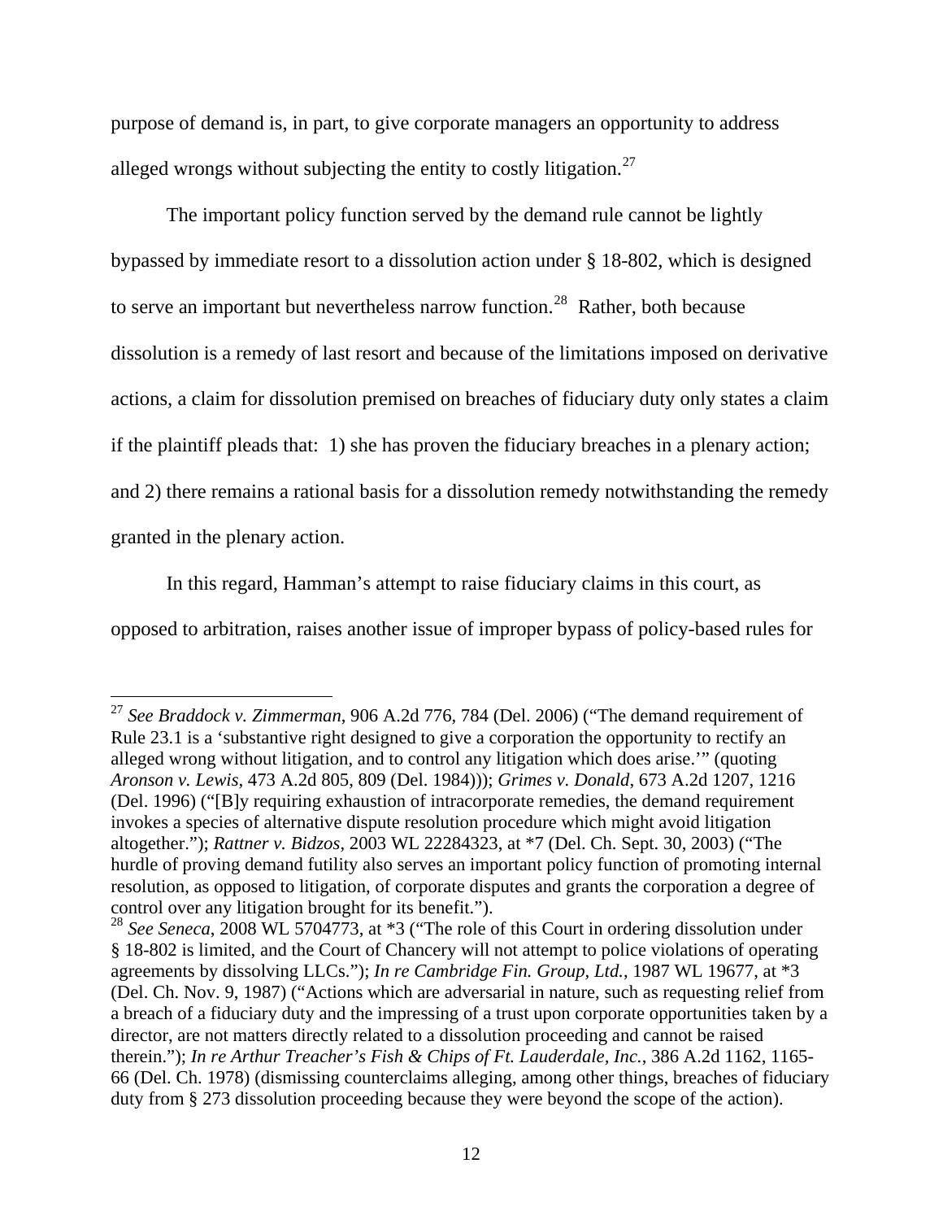purpose of demand is, in part, to give corporate managers an opportunity to address alleged wrongs without subjecting the entity to costly litigation.[27]

The important policy function served by the demand rule cannot be lightly bypassed by immediate resort to a dissolution action under § 18-802, which is designed to serve an important but nevertheless narrow function.[28] Rather, both because dissolution is a remedy of last resort and because of the limitations imposed on derivative actions, a claim for dissolution premised on breaches of fiduciary duty only states a claim if the plaintiff pleads that: 1) she has proven the fiduciary breaches in a plenary action; and 2) there remains a rational basis for a dissolution remedy notwithstanding the remedy granted in the plenary action.

In this regard, Hamman's attempt to raise fiduciary claims in this court, as opposed to arbitration, raises another issue of improper bypass of policy-based rules for

---

[27] *See Braddock v. Zimmerman*, 906 A.2d 776, 784 (Del. 2006) ("The demand requirement of Rule 23.1 is a 'substantive right designed to give a corporation the opportunity to rectify an alleged wrong without litigation, and to control any litigation which does arise.'" (quoting *Aronson v. Lewis*, 473 A.2d 805, 809 (Del. 1984))); *Grimes v. Donald*, 673 A.2d 1207, 1216 (Del. 1996) ("[B]y requiring exhaustion of intracorporate remedies, the demand requirement invokes a species of alternative dispute resolution procedure which might avoid litigation altogether."); *Rattner v. Bidzos*, 2003 WL 22284323, at *7 (Del. Ch. Sept. 30, 2003) ("The hurdle of proving demand futility also serves an important policy function of promoting internal resolution, as opposed to litigation, of corporate disputes and grants the corporation a degree of control over any litigation brought for its benefit.").

[28] *See Seneca*, 2008 WL 5704773, at *3 ("The role of this Court in ordering dissolution under § 18-802 is limited, and the Court of Chancery will not attempt to police violations of operating agreements by dissolving LLCs."); *In re Cambridge Fin. Group, Ltd.*, 1987 WL 19677, at *3 (Del. Ch. Nov. 9, 1987) ("Actions which are adversarial in nature, such as requesting relief from a breach of a fiduciary duty and the impressing of a trust upon corporate opportunities taken by a director, are not matters directly related to a dissolution proceeding and cannot be raised therein."); *In re Arthur Treacher's Fish & Chips of Ft. Lauderdale, Inc.*, 386 A.2d 1162, 1165-66 (Del. Ch. 1978) (dismissing counterclaims alleging, among other things, breaches of fiduciary duty from § 273 dissolution proceeding because they were beyond the scope of the action).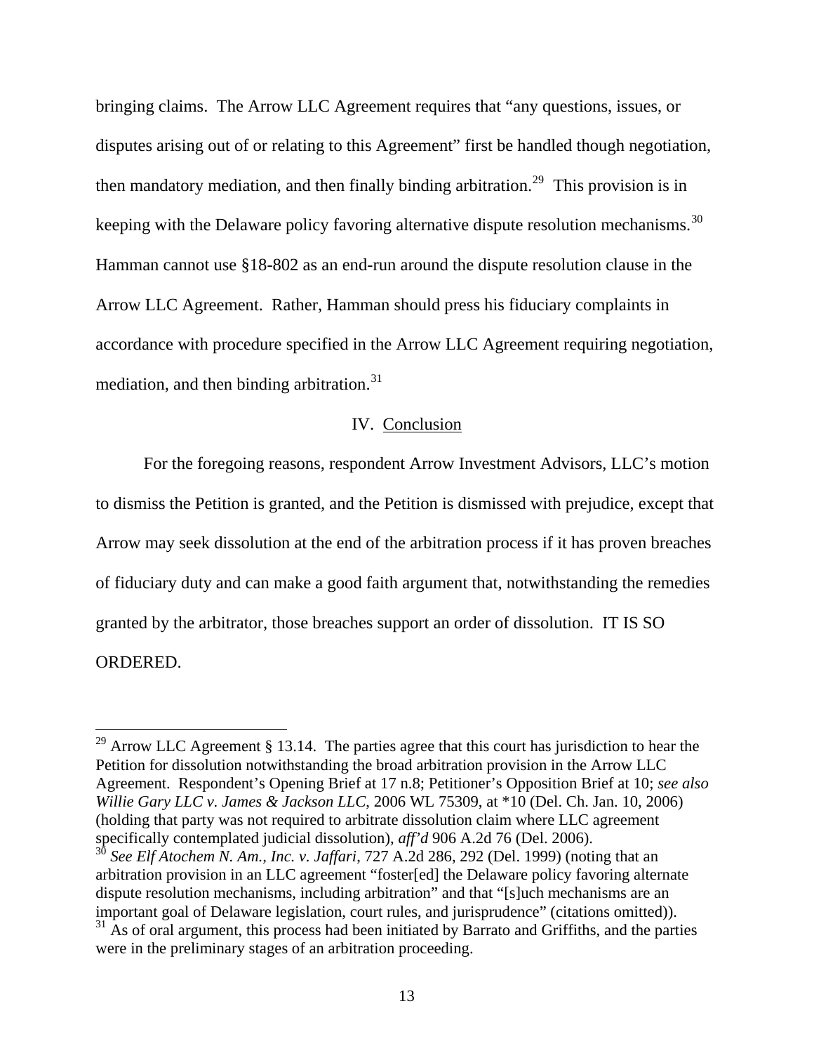bringing claims. The Arrow LLC Agreement requires that "any questions, issues, or disputes arising out of or relating to this Agreement" first be handled though negotiation, then mandatory mediation, and then finally binding arbitration.[29] This provision is in keeping with the Delaware policy favoring alternative dispute resolution mechanisms.[30] Hamman cannot use §18-802 as an end-run around the dispute resolution clause in the Arrow LLC Agreement. Rather, Hamman should press his fiduciary complaints in accordance with procedure specified in the Arrow LLC Agreement requiring negotiation, mediation, and then binding arbitration.[31]

## IV. <u>Conclusion</u>

For the foregoing reasons, respondent Arrow Investment Advisors, LLC's motion to dismiss the Petition is granted, and the Petition is dismissed with prejudice, except that Arrow may seek dissolution at the end of the arbitration process if it has proven breaches of fiduciary duty and can make a good faith argument that, notwithstanding the remedies granted by the arbitrator, those breaches support an order of dissolution. IT IS SO ORDERED.

---

[29] Arrow LLC Agreement § 13.14. The parties agree that this court has jurisdiction to hear the Petition for dissolution notwithstanding the broad arbitration provision in the Arrow LLC Agreement. Respondent's Opening Brief at 17 n.8; Petitioner's Opposition Brief at 10; *see also Willie Gary LLC v. James & Jackson LLC*, 2006 WL 75309, at *10 (Del. Ch. Jan. 10, 2006) (holding that party was not required to arbitrate dissolution claim where LLC agreement specifically contemplated judicial dissolution), *aff'd* 906 A.2d 76 (Del. 2006).

[30] *See Elf Atochem N. Am., Inc. v. Jaffari*, 727 A.2d 286, 292 (Del. 1999) (noting that an arbitration provision in an LLC agreement "foster[ed] the Delaware policy favoring alternate dispute resolution mechanisms, including arbitration" and that "[s]uch mechanisms are an important goal of Delaware legislation, court rules, and jurisprudence" (citations omitted)).

[31] As of oral argument, this process had been initiated by Barrato and Griffiths, and the parties were in the preliminary stages of an arbitration proceeding.